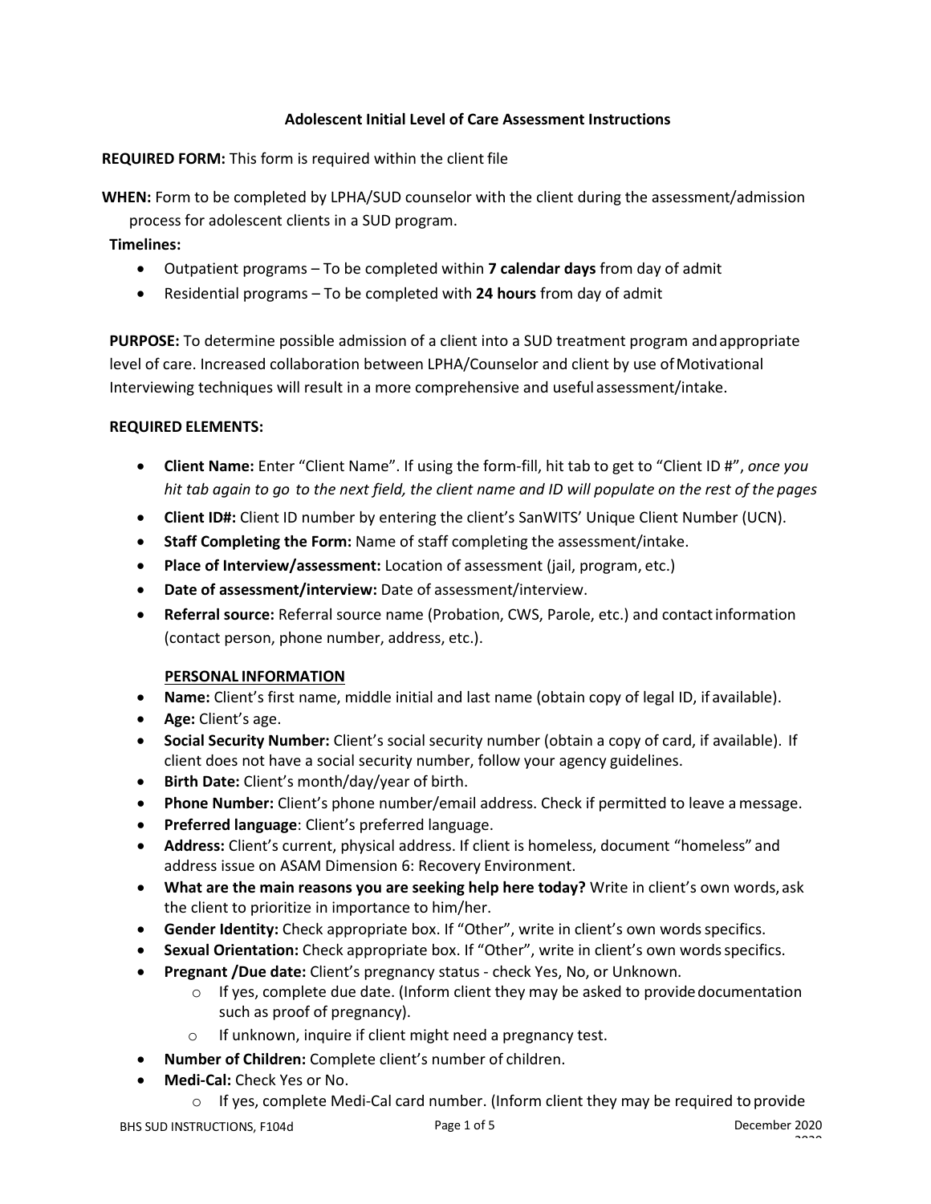### Adolescent Initial Level of Care Assessment Instructions

**REQUIRED FORM:** This form is required within the client file

**WHEN:** Form to be completed by LPHA/SUD counselor with the client during the assessment/admission process for adolescent clients in a SUD program.

**Timelines:**

- Outpatient programs – To be completed within **7 calendar days** from day of admit
- Residential programs – To be completed with **24 hours** from day of admit

**PURPOSE:** To determine possible admission of a client into a SUD treatment program and appropriate level of care. Increased collaboration between LPHA/Counselor and client by use of Motivational Interviewing techniques will result in a more comprehensive and useful assessment/intake.

**REQUIRED ELEMENTS:**

- **Client Name:** Enter "Client Name". If using the form-fill, hit tab to get to "Client ID #", *once you hit tab again to go to the next field, the client name and ID will populate on the rest of the pages*
- **Client ID#:** Client ID number by entering the client's SanWITS' Unique Client Number (UCN).
- **Staff Completing the Form:** Name of staff completing the assessment/intake.
- **Place of Interview/assessment:** Location of assessment (jail, program, etc.)
- **Date of assessment/interview:** Date of assessment/interview.
- **Referral source:** Referral source name (Probation, CWS, Parole, etc.) and contact information (contact person, phone number, address, etc.).

**PERSONAL INFORMATION**

- **Name:** Client's first name, middle initial and last name (obtain copy of legal ID, if available).
- **Age:** Client's age.
- **Social Security Number:** Client's social security number (obtain a copy of card, if available). If client does not have a social security number, follow your agency guidelines.
- **Birth Date:** Client's month/day/year of birth.
- **Phone Number:** Client's phone number/email address. Check if permitted to leave a message.
- **Preferred language**: Client's preferred language.
- **Address:** Client's current, physical address. If client is homeless, document "homeless" and address issue on ASAM Dimension 6: Recovery Environment.
- **What are the main reasons you are seeking help here today?** Write in client's own words, ask the client to prioritize in importance to him/her.
- **Gender Identity:** Check appropriate box. If "Other", write in client's own words specifics.
- **Sexual Orientation:** Check appropriate box. If "Other", write in client's own words specifics.
- **Pregnant /Due date:** Client's pregnancy status - check Yes, No, or Unknown.
  - If yes, complete due date. (Inform client they may be asked to provide documentation such as proof of pregnancy).
  - If unknown, inquire if client might need a pregnancy test.
- **Number of Children:** Complete client's number of children.
- **Medi-Cal:** Check Yes or No.
  - If yes, complete Medi-Cal card number. (Inform client they may be required to provide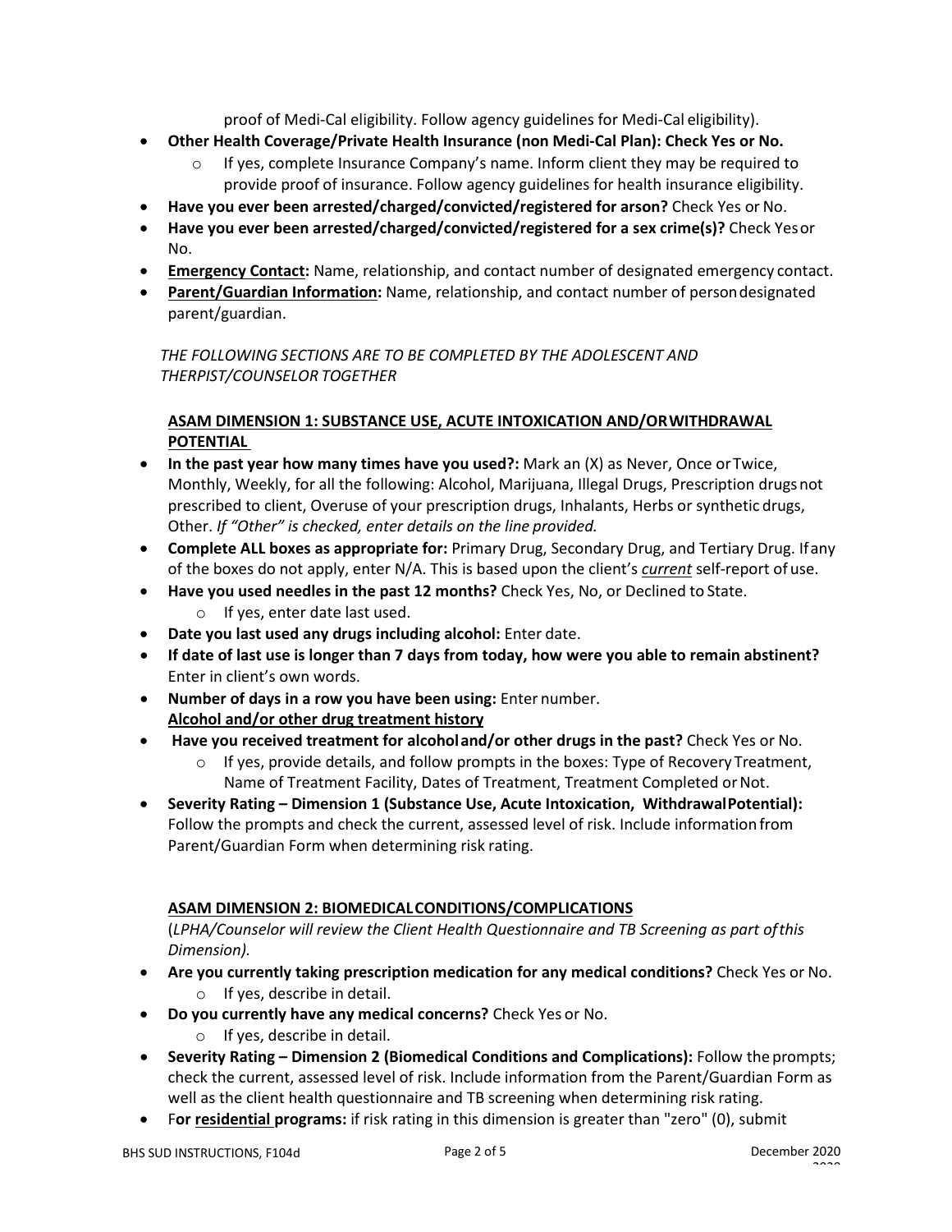proof of Medi-Cal eligibility. Follow agency guidelines for Medi-Cal eligibility).

- **Other Health Coverage/Private Health Insurance (non Medi-Cal Plan): Check Yes or No.**
  - If yes, complete Insurance Company's name. Inform client they may be required to provide proof of insurance. Follow agency guidelines for health insurance eligibility.
- **Have you ever been arrested/charged/convicted/registered for arson?** Check Yes or No.
- **Have you ever been arrested/charged/convicted/registered for a sex crime(s)?** Check Yes or No.
- **<u>Emergency Contact</u>:** Name, relationship, and contact number of designated emergency contact.
- **<u>Parent/Guardian Information</u>:** Name, relationship, and contact number of person designated parent/guardian.

*THE FOLLOWING SECTIONS ARE TO BE COMPLETED BY THE ADOLESCENT AND THERPIST/COUNSELOR TOGETHER*

**<u>ASAM DIMENSION 1: SUBSTANCE USE, ACUTE INTOXICATION AND/OR WITHDRAWAL POTENTIAL</u>**

- **In the past year how many times have you used?:** Mark an (X) as Never, Once or Twice, Monthly, Weekly, for all the following: Alcohol, Marijuana, Illegal Drugs, Prescription drugs not prescribed to client, Overuse of your prescription drugs, Inhalants, Herbs or synthetic drugs, Other. *If "Other" is checked, enter details on the line provided.*
- **Complete ALL boxes as appropriate for:** Primary Drug, Secondary Drug, and Tertiary Drug. If any of the boxes do not apply, enter N/A. This is based upon the client's ***<u>current</u>*** self-report of use.
- **Have you used needles in the past 12 months?** Check Yes, No, or Declined to State.
  - If yes, enter date last used.
- **Date you last used any drugs including alcohol:** Enter date.
- **If date of last use is longer than 7 days from today, how were you able to remain abstinent?** Enter in client's own words.
- **Number of days in a row you have been using:** Enter number.
  **<u>Alcohol and/or other drug treatment history</u>**
- **Have you received treatment for alcohol and/or other drugs in the past?** Check Yes or No.
  - If yes, provide details, and follow prompts in the boxes: Type of Recovery Treatment, Name of Treatment Facility, Dates of Treatment, Treatment Completed or Not.
- **Severity Rating – Dimension 1 (Substance Use, Acute Intoxication, Withdrawal Potential):** Follow the prompts and check the current, assessed level of risk. Include information from Parent/Guardian Form when determining risk rating.

**<u>ASAM DIMENSION 2: BIOMEDICAL CONDITIONS/COMPLICATIONS</u>**

(*LPHA/Counselor will review the Client Health Questionnaire and TB Screening as part of this Dimension).*

- **Are you currently taking prescription medication for any medical conditions?** Check Yes or No.
  - If yes, describe in detail.
- **Do you currently have any medical concerns?** Check Yes or No.
  - If yes, describe in detail.
- **Severity Rating – Dimension 2 (Biomedical Conditions and Complications):** Follow the prompts; check the current, assessed level of risk. Include information from the Parent/Guardian Form as well as the client health questionnaire and TB screening when determining risk rating.
- F**or <u>residential</u> programs:** if risk rating in this dimension is greater than "zero" (0), submit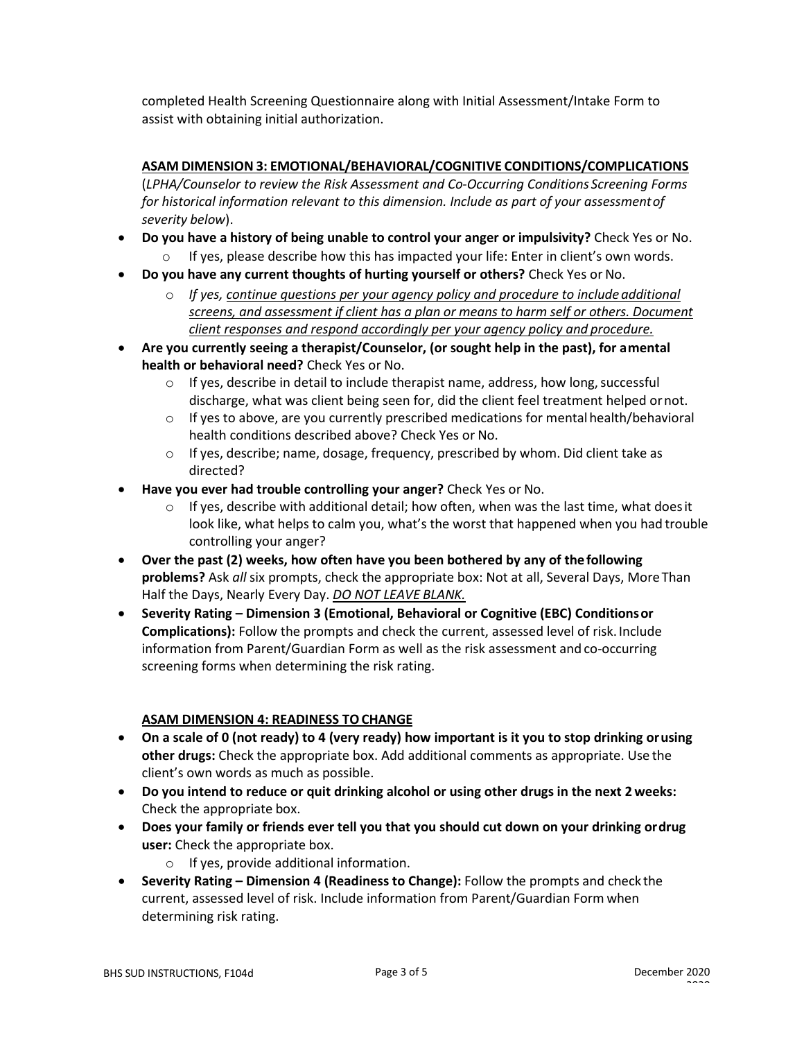completed Health Screening Questionnaire along with Initial Assessment/Intake Form to assist with obtaining initial authorization.

**<u>ASAM DIMENSION 3: EMOTIONAL/BEHAVIORAL/COGNITIVE CONDITIONS/COMPLICATIONS</u>**
(*LPHA/Counselor to review the Risk Assessment and Co-Occurring Conditions Screening Forms for historical information relevant to this dimension. Include as part of your assessment of severity below*).

- **Do you have a history of being unable to control your anger or impulsivity?** Check Yes or No.
  - If yes, please describe how this has impacted your life: Enter in client's own words.
- **Do you have any current thoughts of hurting yourself or others?** Check Yes or No.
  - *If yes, <u>continue questions per your agency policy and procedure to include additional screens, and assessment if client has a plan or means to harm self or others. Document client responses and respond accordingly per your agency policy and procedure.</u>*
- **Are you currently seeing a therapist/Counselor, (or sought help in the past), for a mental health or behavioral need?** Check Yes or No.
  - If yes, describe in detail to include therapist name, address, how long, successful discharge, what was client being seen for, did the client feel treatment helped or not.
  - If yes to above, are you currently prescribed medications for mental health/behavioral health conditions described above? Check Yes or No.
  - If yes, describe; name, dosage, frequency, prescribed by whom. Did client take as directed?
- **Have you ever had trouble controlling your anger?** Check Yes or No.
  - If yes, describe with additional detail; how often, when was the last time, what does it look like, what helps to calm you, what's the worst that happened when you had trouble controlling your anger?
- **Over the past (2) weeks, how often have you been bothered by any of the following problems?** Ask *all* six prompts, check the appropriate box: Not at all, Several Days, More Than Half the Days, Nearly Every Day. *<u>DO NOT LEAVE BLANK.</u>*
- **Severity Rating – Dimension 3 (Emotional, Behavioral or Cognitive (EBC) Conditions or Complications):** Follow the prompts and check the current, assessed level of risk. Include information from Parent/Guardian Form as well as the risk assessment and co-occurring screening forms when determining the risk rating.

**<u>ASAM DIMENSION 4: READINESS TO CHANGE</u>**

- **On a scale of 0 (not ready) to 4 (very ready) how important is it you to stop drinking or using other drugs:** Check the appropriate box. Add additional comments as appropriate. Use the client's own words as much as possible.
- **Do you intend to reduce or quit drinking alcohol or using other drugs in the next 2 weeks:** Check the appropriate box.
- **Does your family or friends ever tell you that you should cut down on your drinking or drug user:** Check the appropriate box.
  - If yes, provide additional information.
- **Severity Rating – Dimension 4 (Readiness to Change):** Follow the prompts and check the current, assessed level of risk. Include information from Parent/Guardian Form when determining risk rating.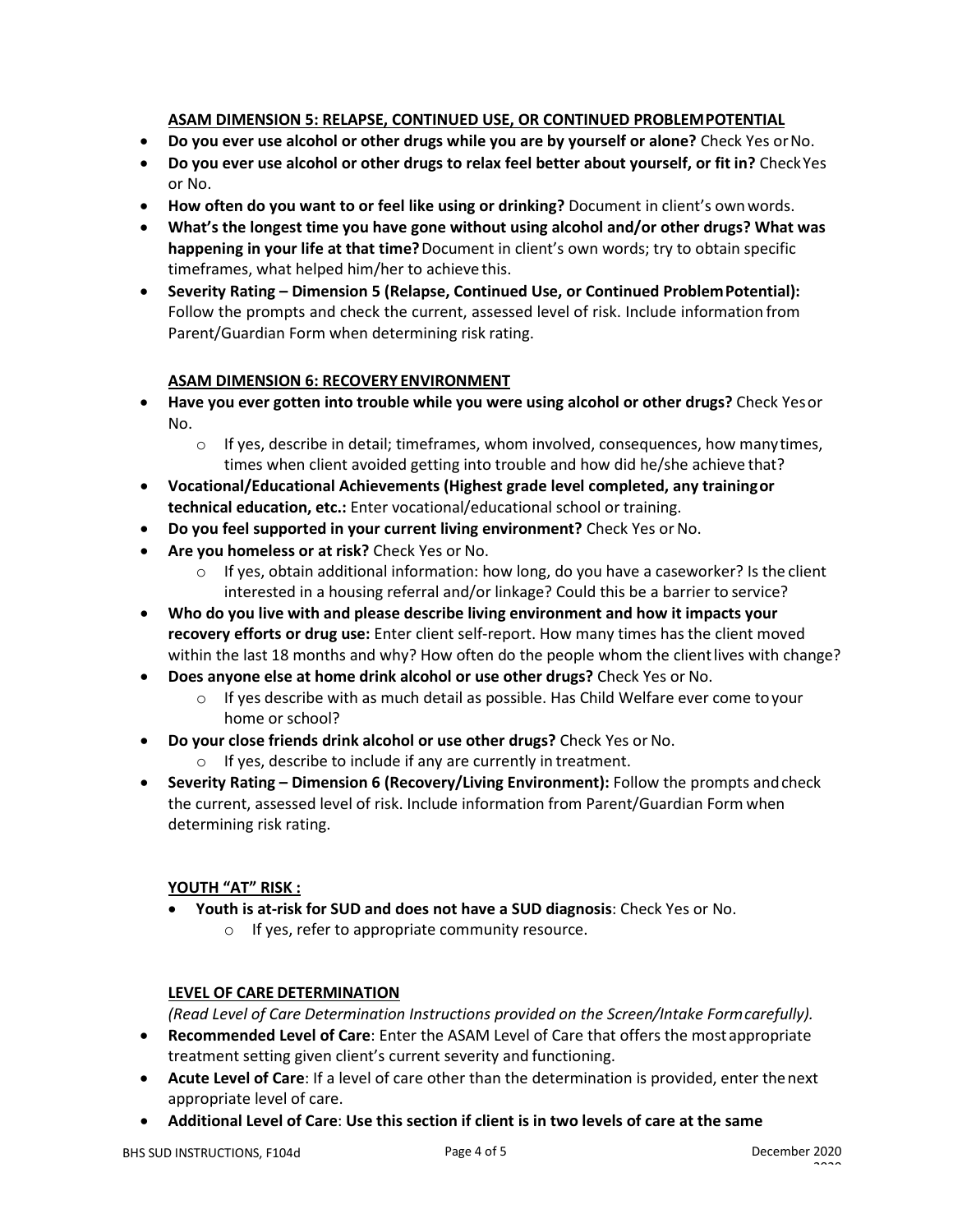**ASAM DIMENSION 5: RELAPSE, CONTINUED USE, OR CONTINUED PROBLEM POTENTIAL**

- **Do you ever use alcohol or other drugs while you are by yourself or alone?** Check Yes or No.
- **Do you ever use alcohol or other drugs to relax feel better about yourself, or fit in?** Check Yes or No.
- **How often do you want to or feel like using or drinking?** Document in client's own words.
- **What's the longest time you have gone without using alcohol and/or other drugs? What was happening in your life at that time?** Document in client's own words; try to obtain specific timeframes, what helped him/her to achieve this.
- **Severity Rating – Dimension 5 (Relapse, Continued Use, or Continued Problem Potential):** Follow the prompts and check the current, assessed level of risk. Include information from Parent/Guardian Form when determining risk rating.

**ASAM DIMENSION 6: RECOVERY ENVIRONMENT**

- **Have you ever gotten into trouble while you were using alcohol or other drugs?** Check Yes or No.
  - If yes, describe in detail; timeframes, whom involved, consequences, how many times, times when client avoided getting into trouble and how did he/she achieve that?
- **Vocational/Educational Achievements (Highest grade level completed, any training or technical education, etc.:** Enter vocational/educational school or training.
- **Do you feel supported in your current living environment?** Check Yes or No.
- **Are you homeless or at risk?** Check Yes or No.
  - If yes, obtain additional information: how long, do you have a caseworker? Is the client interested in a housing referral and/or linkage? Could this be a barrier to service?
- **Who do you live with and please describe living environment and how it impacts your recovery efforts or drug use:** Enter client self-report. How many times has the client moved within the last 18 months and why? How often do the people whom the client lives with change?
- **Does anyone else at home drink alcohol or use other drugs?** Check Yes or No.
  - If yes describe with as much detail as possible. Has Child Welfare ever come to your home or school?
- **Do your close friends drink alcohol or use other drugs?** Check Yes or No.
  - If yes, describe to include if any are currently in treatment.
- **Severity Rating – Dimension 6 (Recovery/Living Environment):** Follow the prompts and check the current, assessed level of risk. Include information from Parent/Guardian Form when determining risk rating.

**YOUTH "AT" RISK :**

- **Youth is at-risk for SUD and does not have a SUD diagnosis**: Check Yes or No.
  - If yes, refer to appropriate community resource.

**LEVEL OF CARE DETERMINATION**

*(Read Level of Care Determination Instructions provided on the Screen/Intake Form carefully).*

- **Recommended Level of Care**: Enter the ASAM Level of Care that offers the most appropriate treatment setting given client's current severity and functioning.
- **Acute Level of Care**: If a level of care other than the determination is provided, enter the next appropriate level of care.
- **Additional Level of Care**: **Use this section if client is in two levels of care at the same**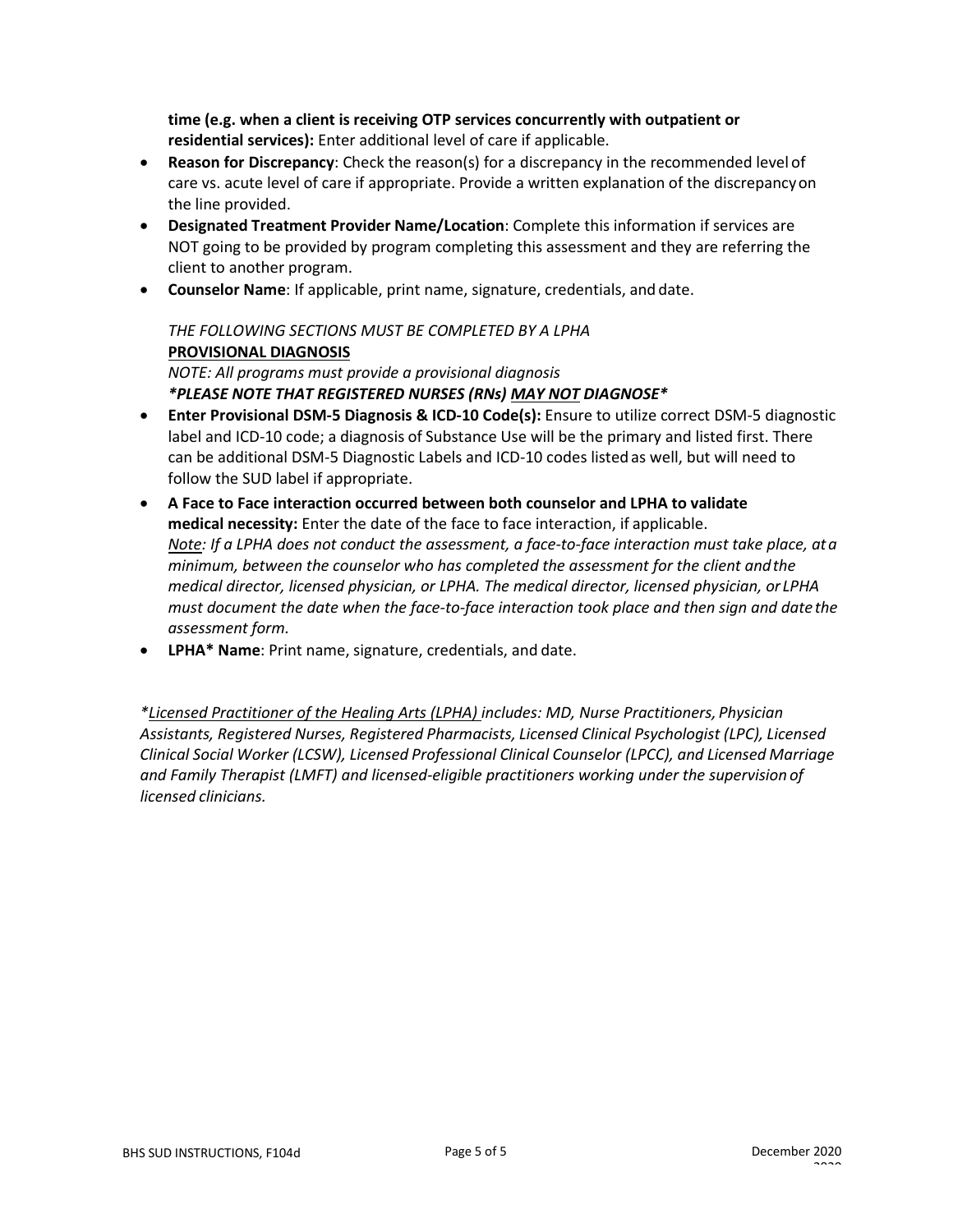**time (e.g. when a client is receiving OTP services concurrently with outpatient or residential services):** Enter additional level of care if applicable.

- **Reason for Discrepancy**: Check the reason(s) for a discrepancy in the recommended level of care vs. acute level of care if appropriate. Provide a written explanation of the discrepancy on the line provided.
- **Designated Treatment Provider Name/Location**: Complete this information if services are NOT going to be provided by program completing this assessment and they are referring the client to another program.
- **Counselor Name**: If applicable, print name, signature, credentials, and date.

*THE FOLLOWING SECTIONS MUST BE COMPLETED BY A LPHA*

**PROVISIONAL DIAGNOSIS**

*NOTE: All programs must provide a provisional diagnosis*

***PLEASE NOTE THAT REGISTERED NURSES (RNs) MAY NOT DIAGNOSE***

- **Enter Provisional DSM-5 Diagnosis & ICD-10 Code(s):** Ensure to utilize correct DSM-5 diagnostic label and ICD-10 code; a diagnosis of Substance Use will be the primary and listed first. There can be additional DSM-5 Diagnostic Labels and ICD-10 codes listed as well, but will need to follow the SUD label if appropriate.
- **A Face to Face interaction occurred between both counselor and LPHA to validate medical necessity:** Enter the date of the face to face interaction, if applicable.
  *Note: If a LPHA does not conduct the assessment, a face-to-face interaction must take place, at a minimum, between the counselor who has completed the assessment for the client and the medical director, licensed physician, or LPHA. The medical director, licensed physician, or LPHA must document the date when the face-to-face interaction took place and then sign and date the assessment form.*
- **LPHA* Name**: Print name, signature, credentials, and date.

**Licensed Practitioner of the Healing Arts (LPHA)* includes: MD, Nurse Practitioners, Physician Assistants, Registered Nurses, Registered Pharmacists, Licensed Clinical Psychologist (LPC), Licensed Clinical Social Worker (LCSW), Licensed Professional Clinical Counselor (LPCC), and Licensed Marriage and Family Therapist (LMFT) and licensed-eligible practitioners working under the supervision of licensed clinicians.*